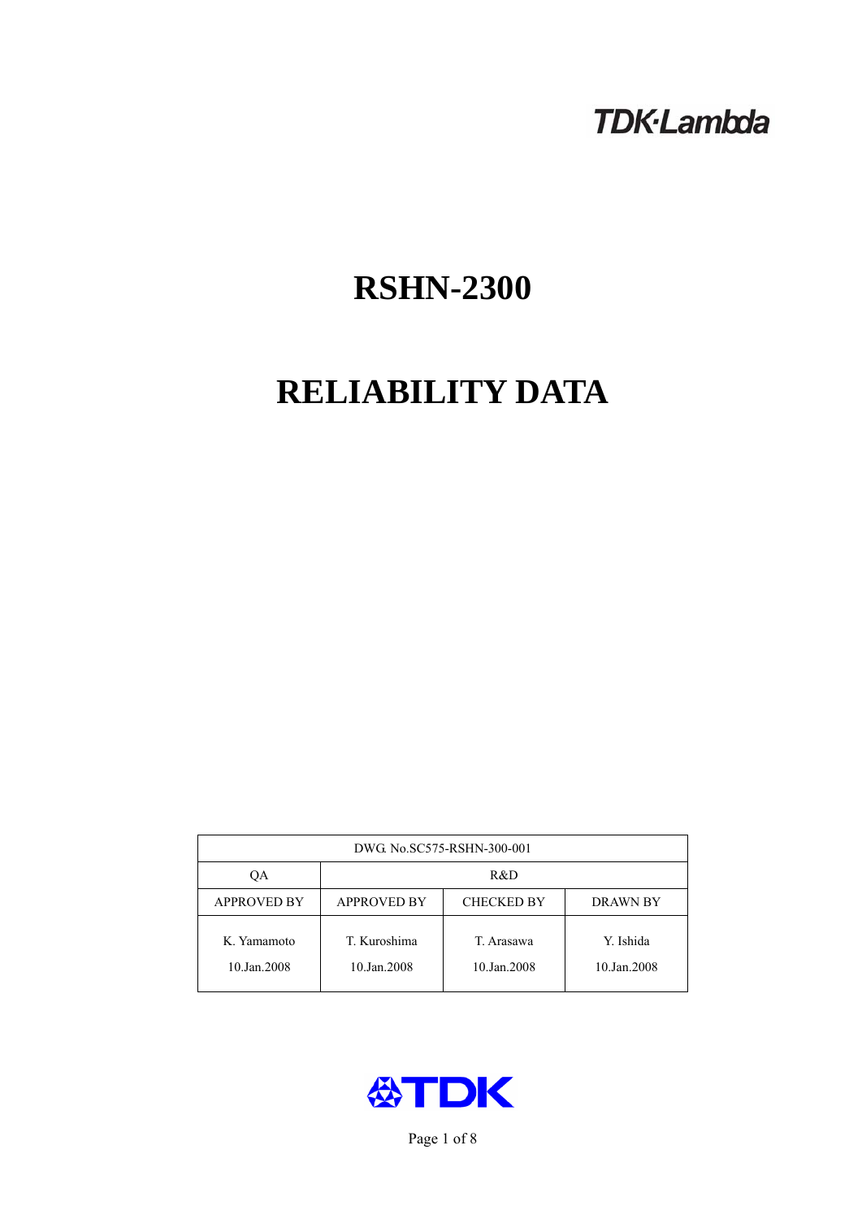TDK·Lambda

# RSHN-2300

# RELIABILITY DATA

| DWG. No.SC575-RSHN-300-001 | | | |
|---|---|---|---|
| QA | R&D | | |
| APPROVED BY | APPROVED BY | CHECKED BY | DRAWN BY |
| K. Yamamoto<br>10.Jan.2008 | T. Kuroshima<br>10.Jan.2008 | T. Arasawa<br>10.Jan.2008 | Y. Ishida<br>10.Jan.2008 |

TDK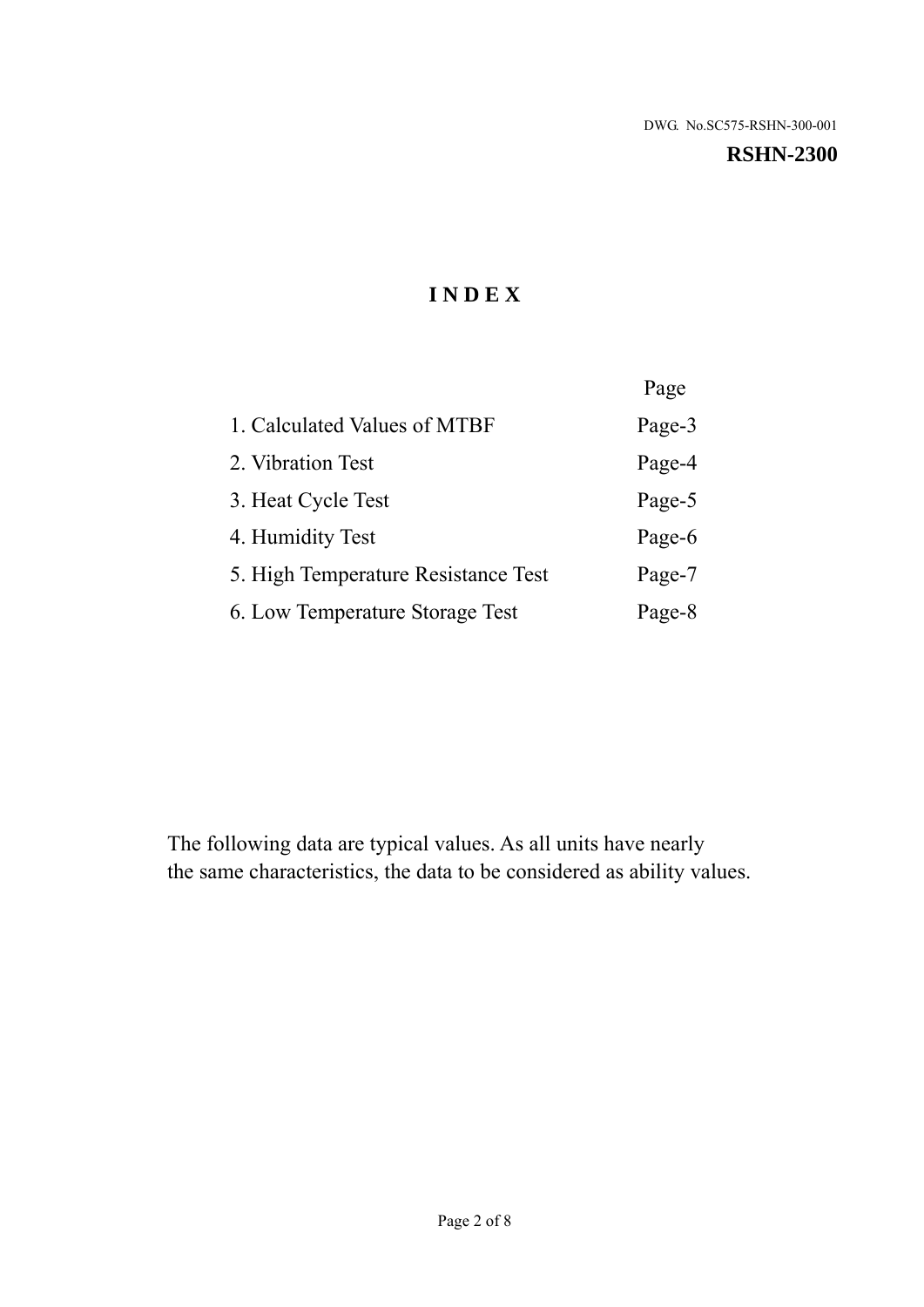DWG. No.SC575-RSHN-300-001

**RSHN-2300**

# INDEX

| | Page |
|---|---|
| 1. Calculated Values of MTBF | Page-3 |
| 2. Vibration Test | Page-4 |
| 3. Heat Cycle Test | Page-5 |
| 4. Humidity Test | Page-6 |
| 5. High Temperature Resistance Test | Page-7 |
| 6. Low Temperature Storage Test | Page-8 |

The following data are typical values. As all units have nearly
the same characteristics, the data to be considered as ability values.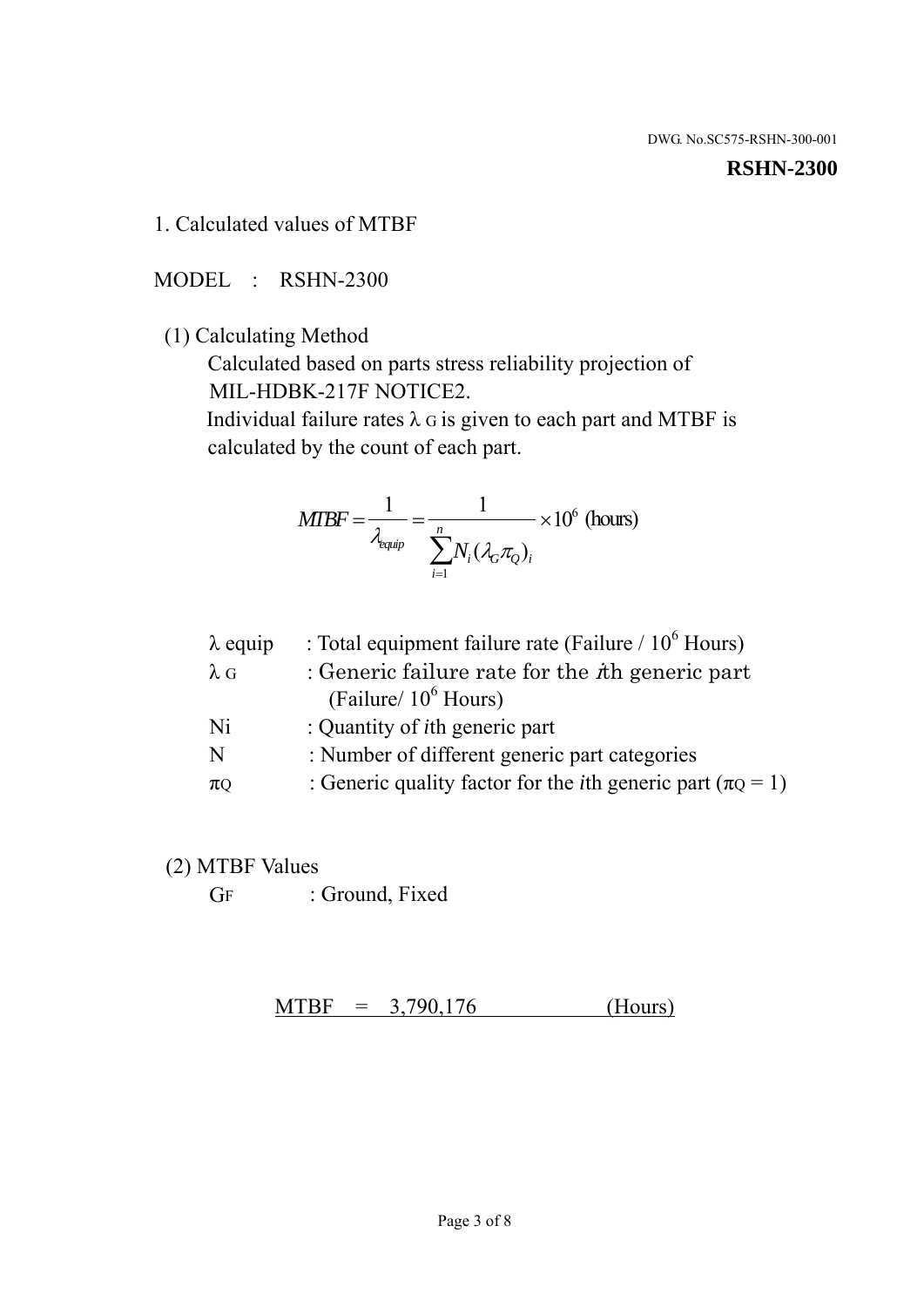DWG. No.SC575-RSHN-300-001

**RSHN-2300**

## 1. Calculated values of MTBF

MODEL : RSHN-2300

(1) Calculating Method

Calculated based on parts stress reliability projection of MIL-HDBK-217F NOTICE2.

Individual failure rates $\lambda_G$ is given to each part and MTBF is calculated by the count of each part.

$$MTBF = \frac{1}{\lambda_{equip}} = \frac{1}{\sum_{i=1}^{n} N_i (\lambda_G \pi_Q)_i} \times 10^6 \text{ (hours)}$$

| | |
|---|---|
| $\lambda$ equip | : Total equipment failure rate (Failure / $10^6$ Hours) |
| $\lambda_G$ | : Generic failure rate for the $i$th generic part (Failure/ $10^6$ Hours) |
| Ni | : Quantity of $i$th generic part |
| N | : Number of different generic part categories |
| $\pi_Q$ | : Generic quality factor for the $i$th generic part ($\pi_Q = 1$) |

(2) MTBF Values

$G_F$ : Ground, Fixed

MTBF = 3,790,176 (Hours)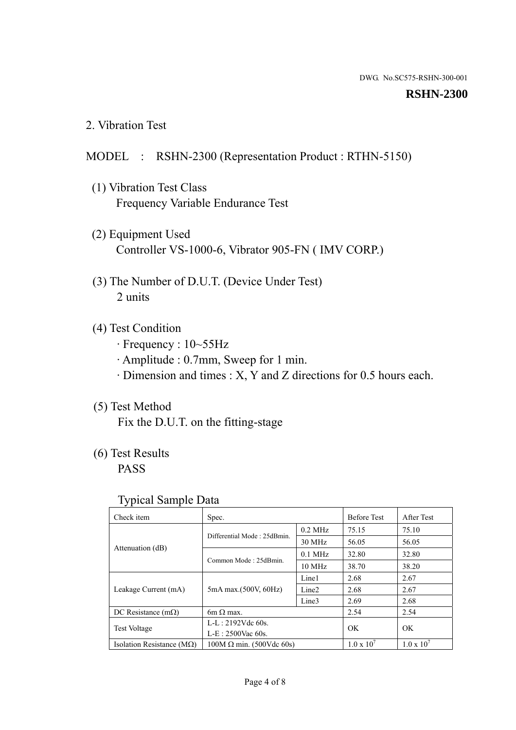DWG. No.SC575-RSHN-300-001

**RSHN-2300**

## 2. Vibration Test

MODEL : RSHN-2300 (Representation Product : RTHN-5150)

(1) Vibration Test Class
Frequency Variable Endurance Test

(2) Equipment Used
Controller VS-1000-6, Vibrator 905-FN ( IMV CORP.)

(3) The Number of D.U.T. (Device Under Test)
2 units

(4) Test Condition
· Frequency : 10~55Hz
· Amplitude : 0.7mm, Sweep for 1 min.
· Dimension and times : X, Y and Z directions for 0.5 hours each.

(5) Test Method
Fix the D.U.T. on the fitting-stage

(6) Test Results
PASS

Typical Sample Data

| Check item | Spec. | | Before Test | After Test |
|---|---|---|---|---|
| Attenuation (dB) | Differential Mode : 25dBmin. | 0.2 MHz | 75.15 | 75.10 |
| | | 30 MHz | 56.05 | 56.05 |
| | Common Mode : 25dBmin. | 0.1 MHz | 32.80 | 32.80 |
| | | 10 MHz | 38.70 | 38.20 |
| Leakage Current (mA) | 5mA max.(500V, 60Hz) | Line1 | 2.68 | 2.67 |
| | | Line2 | 2.68 | 2.67 |
| | | Line3 | 2.69 | 2.68 |
| DC Resistance (mΩ) | 6m Ω max. | | 2.54 | 2.54 |
| Test Voltage | L-L : 2192Vdc 60s.<br>L-E : 2500Vac 60s. | | OK | OK |
| Isolation Resistance (MΩ) | 100M Ω min. (500Vdc 60s) | | $1.0 \times 10^7$ | $1.0 \times 10^7$ |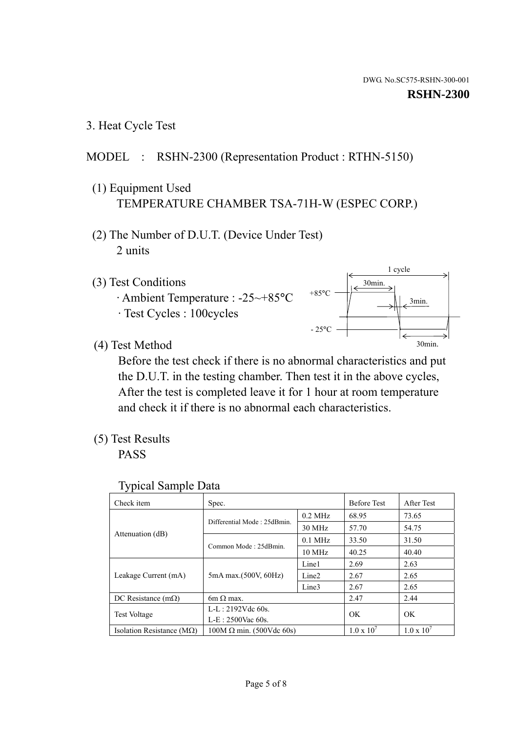DWG. No.SC575-RSHN-300-001

**RSHN-2300**

## 3. Heat Cycle Test

MODEL : RSHN-2300 (Representation Product : RTHN-5150)

(1) Equipment Used
TEMPERATURE CHAMBER TSA-71H-W (ESPEC CORP.)

(2) The Number of D.U.T. (Device Under Test)
2 units

(3) Test Conditions
· Ambient Temperature : -25~+85°C
· Test Cycles : 100cycles

1 cycle
30min.
+85°C
3min.
- 25°C
30min.

(4) Test Method
Before the test check if there is no abnormal characteristics and put the D.U.T. in the testing chamber. Then test it in the above cycles, After the test is completed leave it for 1 hour at room temperature and check it if there is no abnormal each characteristics.

(5) Test Results
PASS

Typical Sample Data

| Check item | Spec. | | Before Test | After Test |
|---|---|---|---|---|
| Attenuation (dB) | Differential Mode : 25dBmin. | 0.2 MHz | 68.95 | 73.65 |
| | | 30 MHz | 57.70 | 54.75 |
| | Common Mode : 25dBmin. | 0.1 MHz | 33.50 | 31.50 |
| | | 10 MHz | 40.25 | 40.40 |
| Leakage Current (mA) | 5mA max.(500V, 60Hz) | Line1 | 2.69 | 2.63 |
| | | Line2 | 2.67 | 2.65 |
| | | Line3 | 2.67 | 2.65 |
| DC Resistance (mΩ) | 6m Ω max. | | 2.47 | 2.44 |
| Test Voltage | L-L : 2192Vdc 60s. L-E : 2500Vac 60s. | | OK | OK |
| Isolation Resistance (MΩ) | 100M Ω min. (500Vdc 60s) | | $1.0 \times 10^7$ | $1.0 \times 10^7$ |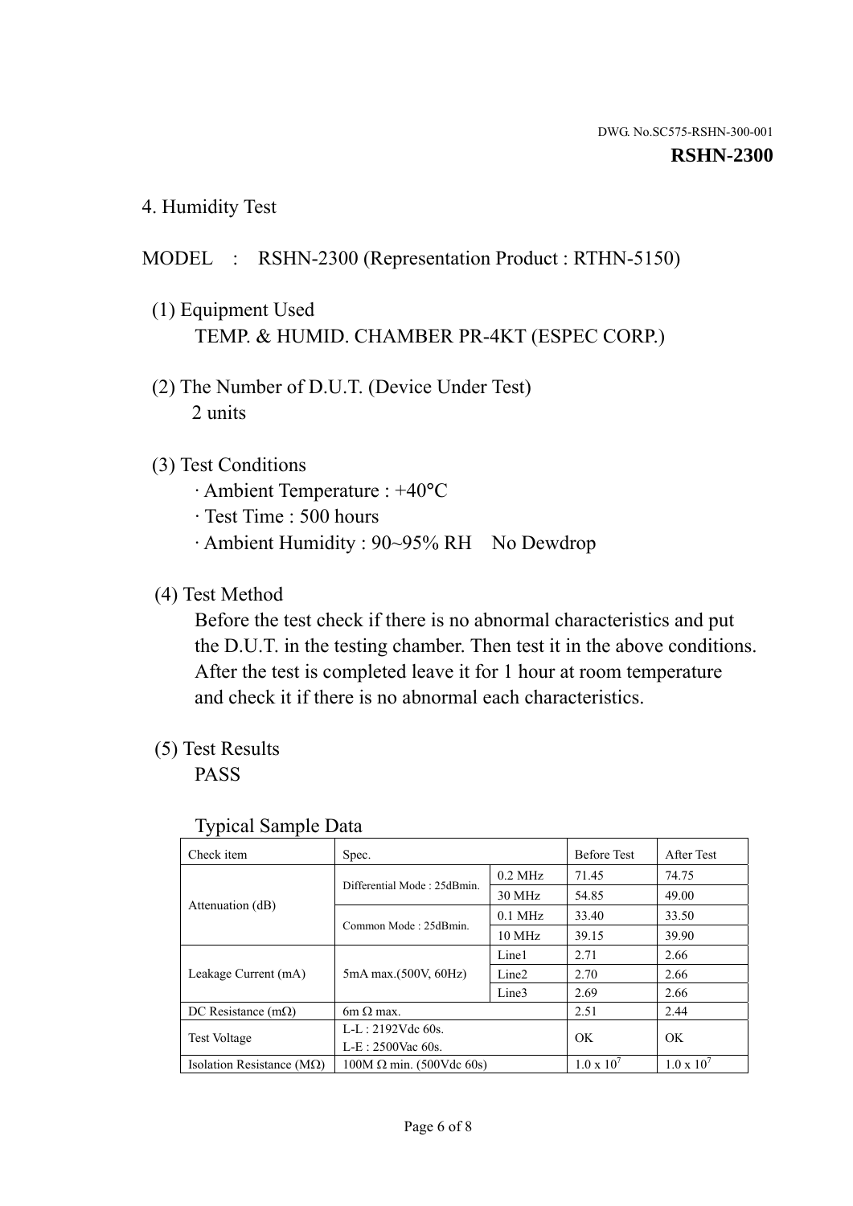DWG. No.SC575-RSHN-300-001

**RSHN-2300**

## 4. Humidity Test

MODEL : RSHN-2300 (Representation Product : RTHN-5150)

(1) Equipment Used

TEMP. & HUMID. CHAMBER PR-4KT (ESPEC CORP.)

(2) The Number of D.U.T. (Device Under Test)

2 units

(3) Test Conditions

- Ambient Temperature : +40°C
- Test Time : 500 hours
- Ambient Humidity : 90~95% RH No Dewdrop

(4) Test Method

Before the test check if there is no abnormal characteristics and put the D.U.T. in the testing chamber. Then test it in the above conditions. After the test is completed leave it for 1 hour at room temperature and check it if there is no abnormal each characteristics.

(5) Test Results

PASS

Typical Sample Data

| Check item | Spec. | | Before Test | After Test |
|---|---|---|---|---|
| Attenuation (dB) | Differential Mode : 25dBmin. | 0.2 MHz | 71.45 | 74.75 |
| | | 30 MHz | 54.85 | 49.00 |
| | Common Mode : 25dBmin. | 0.1 MHz | 33.40 | 33.50 |
| | | 10 MHz | 39.15 | 39.90 |
| Leakage Current (mA) | 5mA max.(500V, 60Hz) | Line1 | 2.71 | 2.66 |
| | | Line2 | 2.70 | 2.66 |
| | | Line3 | 2.69 | 2.66 |
| DC Resistance (mΩ) | 6m Ω max. | | 2.51 | 2.44 |
| Test Voltage | L-L : 2192Vdc 60s.<br>L-E : 2500Vac 60s. | | OK | OK |
| Isolation Resistance (MΩ) | 100M Ω min. (500Vdc 60s) | | $1.0 \times 10^7$ | $1.0 \times 10^7$ |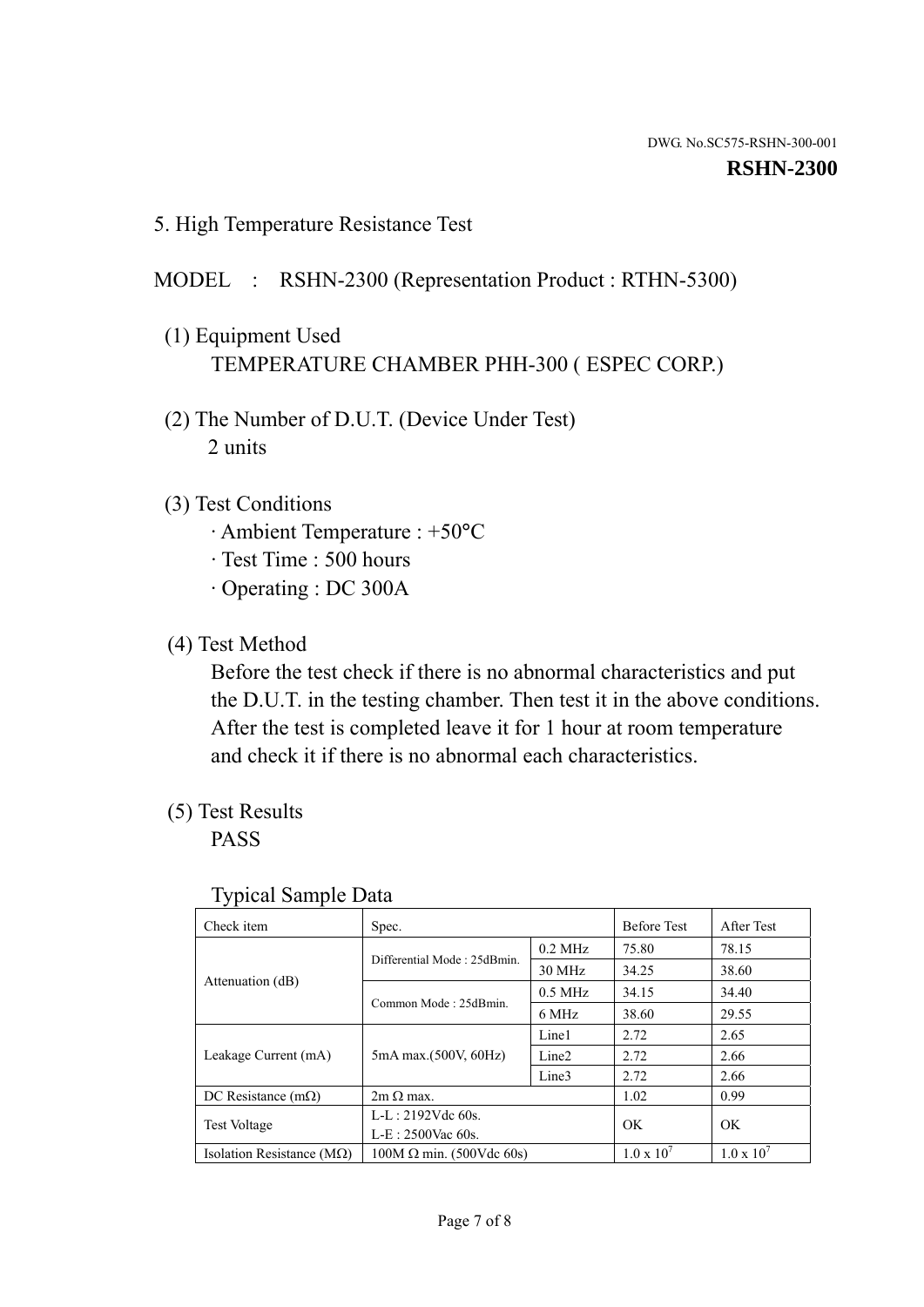DWG. No.SC575-RSHN-300-001

**RSHN-2300**

## 5. High Temperature Resistance Test

MODEL : RSHN-2300 (Representation Product : RTHN-5300)

(1) Equipment Used

TEMPERATURE CHAMBER PHH-300 ( ESPEC CORP.)

(2) The Number of D.U.T. (Device Under Test)

2 units

(3) Test Conditions

- Ambient Temperature : +50°C
- Test Time : 500 hours
- Operating : DC 300A

(4) Test Method

Before the test check if there is no abnormal characteristics and put the D.U.T. in the testing chamber. Then test it in the above conditions. After the test is completed leave it for 1 hour at room temperature and check it if there is no abnormal each characteristics.

(5) Test Results

PASS

Typical Sample Data

| Check item | Spec. | | Before Test | After Test |
|---|---|---|---|---|
| Attenuation (dB) | Differential Mode : 25dBmin. | 0.2 MHz | 75.80 | 78.15 |
| | | 30 MHz | 34.25 | 38.60 |
| | Common Mode : 25dBmin. | 0.5 MHz | 34.15 | 34.40 |
| | | 6 MHz | 38.60 | 29.55 |
| Leakage Current (mA) | 5mA max.(500V, 60Hz) | Line1 | 2.72 | 2.65 |
| | | Line2 | 2.72 | 2.66 |
| | | Line3 | 2.72 | 2.66 |
| DC Resistance (mΩ) | 2m Ω max. | | 1.02 | 0.99 |
| Test Voltage | L-L : 2192Vdc 60s.<br>L-E : 2500Vac 60s. | | OK | OK |
| Isolation Resistance (MΩ) | 100M Ω min. (500Vdc 60s) | | $1.0 \times 10^7$ | $1.0 \times 10^7$ |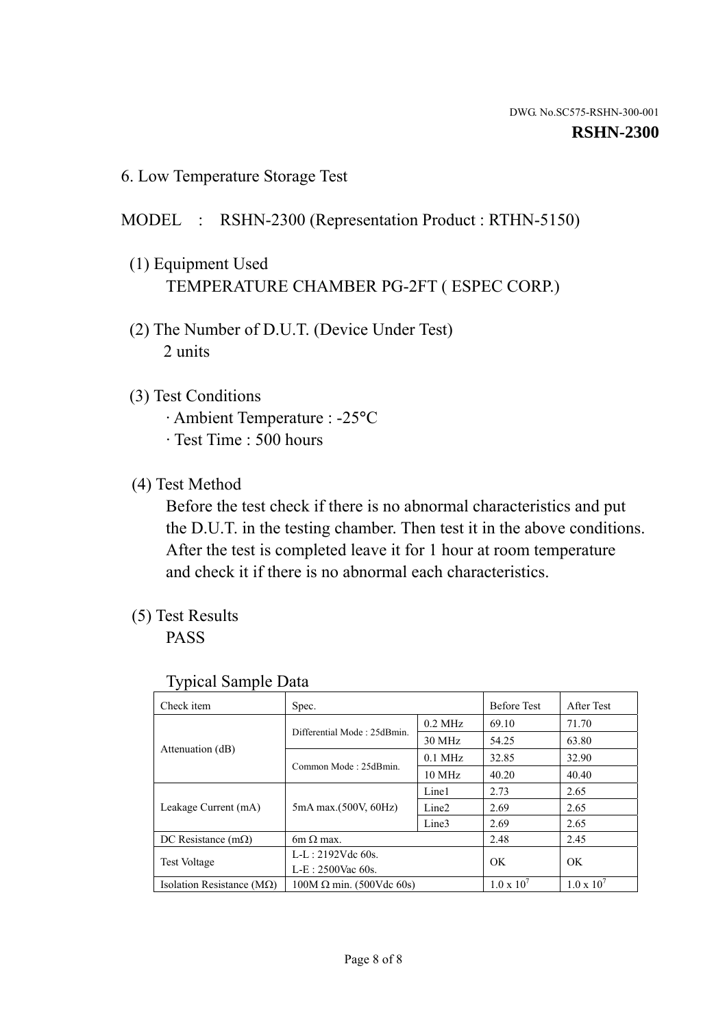DWG. No.SC575-RSHN-300-001

**RSHN-2300**

6. Low Temperature Storage Test

MODEL : RSHN-2300 (Representation Product : RTHN-5150)

(1) Equipment Used
TEMPERATURE CHAMBER PG-2FT ( ESPEC CORP.)

(2) The Number of D.U.T. (Device Under Test)
2 units

(3) Test Conditions
· Ambient Temperature : -25°C
· Test Time : 500 hours

(4) Test Method
Before the test check if there is no abnormal characteristics and put the D.U.T. in the testing chamber. Then test it in the above conditions. After the test is completed leave it for 1 hour at room temperature and check it if there is no abnormal each characteristics.

(5) Test Results
PASS

Typical Sample Data

| Check item | Spec. | | Before Test | After Test |
|---|---|---|---|---|
| Attenuation (dB) | Differential Mode : 25dBmin. | 0.2 MHz | 69.10 | 71.70 |
| | | 30 MHz | 54.25 | 63.80 |
| | Common Mode : 25dBmin. | 0.1 MHz | 32.85 | 32.90 |
| | | 10 MHz | 40.20 | 40.40 |
| Leakage Current (mA) | 5mA max.(500V, 60Hz) | Line1 | 2.73 | 2.65 |
| | | Line2 | 2.69 | 2.65 |
| | | Line3 | 2.69 | 2.65 |
| DC Resistance (mΩ) | 6m Ω max. | | 2.48 | 2.45 |
| Test Voltage | L-L : 2192Vdc 60s. L-E : 2500Vac 60s. | | OK | OK |
| Isolation Resistance (MΩ) | 100M Ω min. (500Vdc 60s) | | $1.0 \times 10^7$ | $1.0 \times 10^7$ |